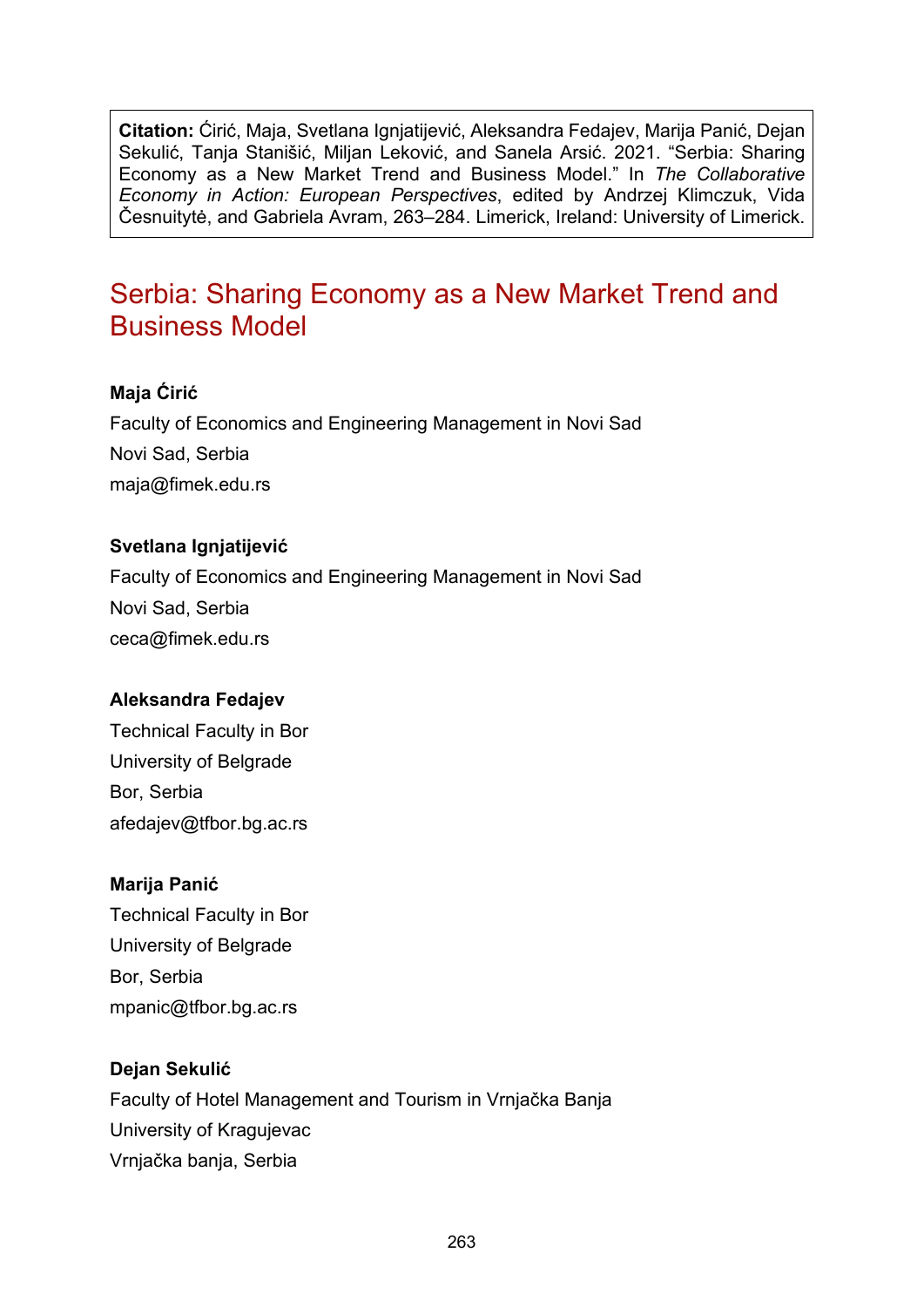**Citation:** Ćirić, Maja, Svetlana Ignjatijević, Aleksandra Fedajev, Marija Panić, Dejan Sekulić, Tanja Stanišić, Miljan Leković, and Sanela Arsić. 2021. "Serbia: Sharing Economy as a New Market Trend and Business Model." In *The Collaborative Economy in Action: European Perspectives*, edited by Andrzej Klimczuk, Vida Česnuitytė, and Gabriela Avram, 263–284. Limerick, Ireland: University of Limerick.

# Serbia: Sharing Economy as a New Market Trend and Business Model

**Maja Ćirić**

Faculty of Economics and Engineering Management in Novi Sad

Novi Sad, Serbia

maja@fimek.edu.rs

**Svetlana Ignjatijević**

Faculty of Economics and Engineering Management in Novi Sad

Novi Sad, Serbia

ceca@fimek.edu.rs

**Aleksandra Fedajev**

Technical Faculty in Bor

University of Belgrade

Bor, Serbia

afedajev@tfbor.bg.ac.rs

**Marija Panić**

Technical Faculty in Bor

University of Belgrade

Bor, Serbia

mpanic@tfbor.bg.ac.rs

**Dejan Sekulić**

Faculty of Hotel Management and Tourism in Vrnjačka Banja

University of Kragujevac

Vrnjačka banja, Serbia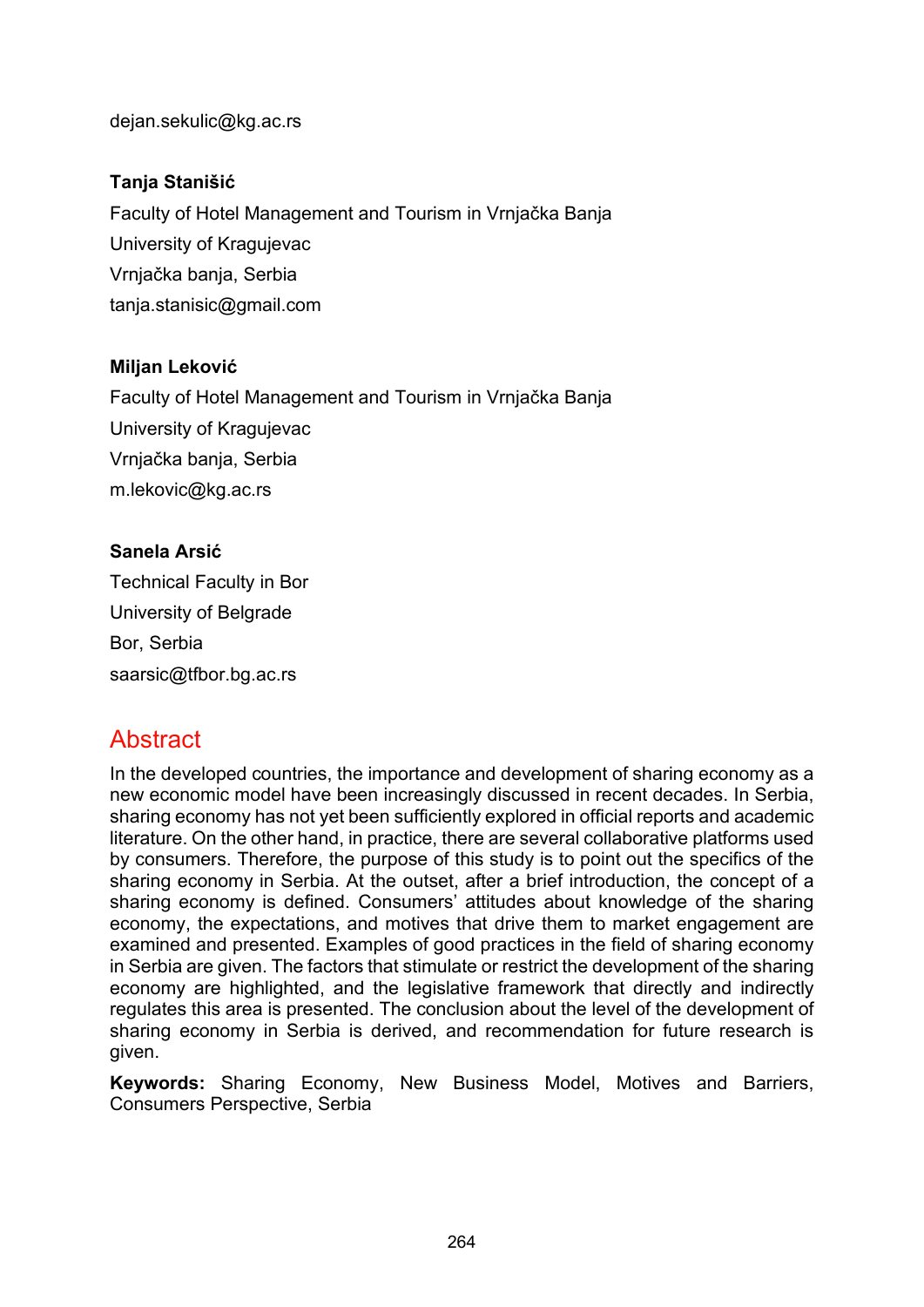dejan.sekulic@kg.ac.rs

**Tanja Stanišić**

Faculty of Hotel Management and Tourism in Vrnjačka Banja

University of Kragujevac

Vrnjačka banja, Serbia

tanja.stanisic@gmail.com

**Miljan Leković**

Faculty of Hotel Management and Tourism in Vrnjačka Banja

University of Kragujevac

Vrnjačka banja, Serbia

m.lekovic@kg.ac.rs

**Sanela Arsić**

Technical Faculty in Bor

University of Belgrade

Bor, Serbia

saarsic@tfbor.bg.ac.rs

## Abstract

In the developed countries, the importance and development of sharing economy as a new economic model have been increasingly discussed in recent decades. In Serbia, sharing economy has not yet been sufficiently explored in official reports and academic literature. On the other hand, in practice, there are several collaborative platforms used by consumers. Therefore, the purpose of this study is to point out the specifics of the sharing economy in Serbia. At the outset, after a brief introduction, the concept of a sharing economy is defined. Consumers' attitudes about knowledge of the sharing economy, the expectations, and motives that drive them to market engagement are examined and presented. Examples of good practices in the field of sharing economy in Serbia are given. The factors that stimulate or restrict the development of the sharing economy are highlighted, and the legislative framework that directly and indirectly regulates this area is presented. The conclusion about the level of the development of sharing economy in Serbia is derived, and recommendation for future research is given.

**Keywords:** Sharing Economy, New Business Model, Motives and Barriers, Consumers Perspective, Serbia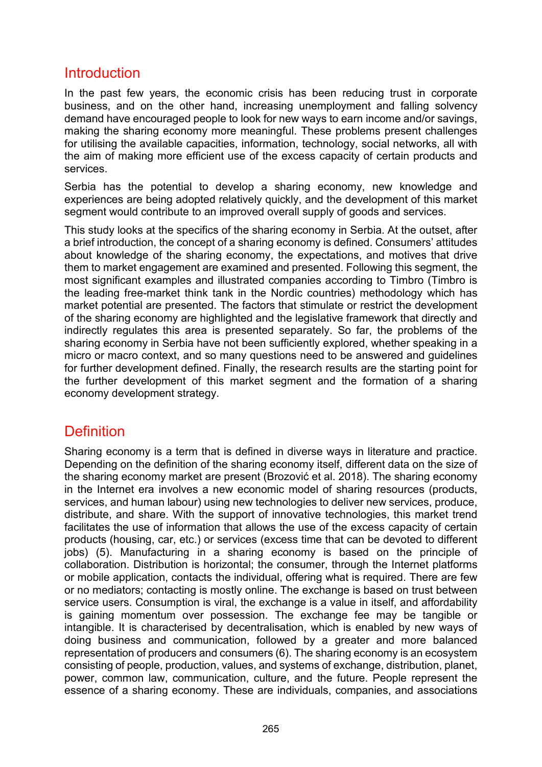## Introduction

In the past few years, the economic crisis has been reducing trust in corporate business, and on the other hand, increasing unemployment and falling solvency demand have encouraged people to look for new ways to earn income and/or savings, making the sharing economy more meaningful. These problems present challenges for utilising the available capacities, information, technology, social networks, all with the aim of making more efficient use of the excess capacity of certain products and services.

Serbia has the potential to develop a sharing economy, new knowledge and experiences are being adopted relatively quickly, and the development of this market segment would contribute to an improved overall supply of goods and services.

This study looks at the specifics of the sharing economy in Serbia. At the outset, after a brief introduction, the concept of a sharing economy is defined. Consumers' attitudes about knowledge of the sharing economy, the expectations, and motives that drive them to market engagement are examined and presented. Following this segment, the most significant examples and illustrated companies according to Timbro (Timbro is the leading free-market think tank in the Nordic countries) methodology which has market potential are presented. The factors that stimulate or restrict the development of the sharing economy are highlighted and the legislative framework that directly and indirectly regulates this area is presented separately. So far, the problems of the sharing economy in Serbia have not been sufficiently explored, whether speaking in a micro or macro context, and so many questions need to be answered and guidelines for further development defined. Finally, the research results are the starting point for the further development of this market segment and the formation of a sharing economy development strategy.

## Definition

Sharing economy is a term that is defined in diverse ways in literature and practice. Depending on the definition of the sharing economy itself, different data on the size of the sharing economy market are present (Brozović et al. 2018). The sharing economy in the Internet era involves a new economic model of sharing resources (products, services, and human labour) using new technologies to deliver new services, produce, distribute, and share. With the support of innovative technologies, this market trend facilitates the use of information that allows the use of the excess capacity of certain products (housing, car, etc.) or services (excess time that can be devoted to different jobs) (5). Manufacturing in a sharing economy is based on the principle of collaboration. Distribution is horizontal; the consumer, through the Internet platforms or mobile application, contacts the individual, offering what is required. There are few or no mediators; contacting is mostly online. The exchange is based on trust between service users. Consumption is viral, the exchange is a value in itself, and affordability is gaining momentum over possession. The exchange fee may be tangible or intangible. It is characterised by decentralisation, which is enabled by new ways of doing business and communication, followed by a greater and more balanced representation of producers and consumers (6). The sharing economy is an ecosystem consisting of people, production, values, and systems of exchange, distribution, planet, power, common law, communication, culture, and the future. People represent the essence of a sharing economy. These are individuals, companies, and associations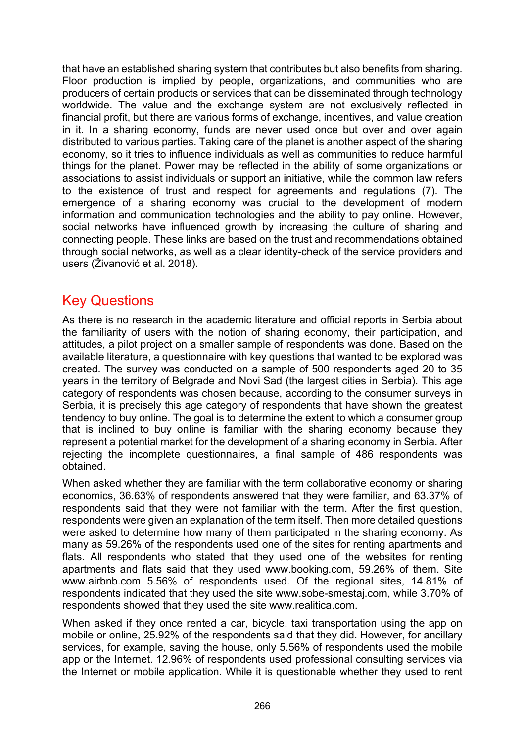that have an established sharing system that contributes but also benefits from sharing. Floor production is implied by people, organizations, and communities who are producers of certain products or services that can be disseminated through technology worldwide. The value and the exchange system are not exclusively reflected in financial profit, but there are various forms of exchange, incentives, and value creation in it. In a sharing economy, funds are never used once but over and over again distributed to various parties. Taking care of the planet is another aspect of the sharing economy, so it tries to influence individuals as well as communities to reduce harmful things for the planet. Power may be reflected in the ability of some organizations or associations to assist individuals or support an initiative, while the common law refers to the existence of trust and respect for agreements and regulations (7). The emergence of a sharing economy was crucial to the development of modern information and communication technologies and the ability to pay online. However, social networks have influenced growth by increasing the culture of sharing and connecting people. These links are based on the trust and recommendations obtained through social networks, as well as a clear identity-check of the service providers and users (Živanović et al. 2018).

## Key Questions

As there is no research in the academic literature and official reports in Serbia about the familiarity of users with the notion of sharing economy, their participation, and attitudes, a pilot project on a smaller sample of respondents was done. Based on the available literature, a questionnaire with key questions that wanted to be explored was created. The survey was conducted on a sample of 500 respondents aged 20 to 35 years in the territory of Belgrade and Novi Sad (the largest cities in Serbia). This age category of respondents was chosen because, according to the consumer surveys in Serbia, it is precisely this age category of respondents that have shown the greatest tendency to buy online. The goal is to determine the extent to which a consumer group that is inclined to buy online is familiar with the sharing economy because they represent a potential market for the development of a sharing economy in Serbia. After rejecting the incomplete questionnaires, a final sample of 486 respondents was obtained.

When asked whether they are familiar with the term collaborative economy or sharing economics, 36.63% of respondents answered that they were familiar, and 63.37% of respondents said that they were not familiar with the term. After the first question, respondents were given an explanation of the term itself. Then more detailed questions were asked to determine how many of them participated in the sharing economy. As many as 59.26% of the respondents used one of the sites for renting apartments and flats. All respondents who stated that they used one of the websites for renting apartments and flats said that they used www.booking.com, 59.26% of them. Site www.airbnb.com 5.56% of respondents used. Of the regional sites, 14.81% of respondents indicated that they used the site www.sobe-smestaj.com, while 3.70% of respondents showed that they used the site www.realitica.com.

When asked if they once rented a car, bicycle, taxi transportation using the app on mobile or online, 25.92% of the respondents said that they did. However, for ancillary services, for example, saving the house, only 5.56% of respondents used the mobile app or the Internet. 12.96% of respondents used professional consulting services via the Internet or mobile application. While it is questionable whether they used to rent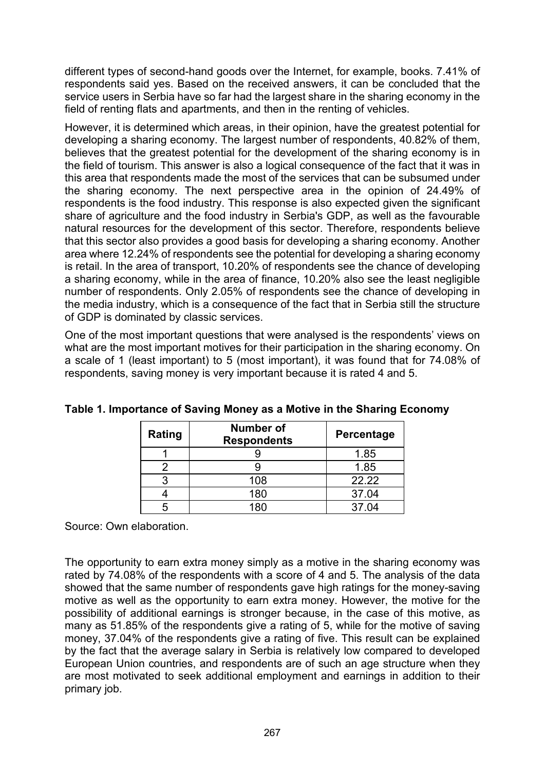different types of second-hand goods over the Internet, for example, books. 7.41% of respondents said yes. Based on the received answers, it can be concluded that the service users in Serbia have so far had the largest share in the sharing economy in the field of renting flats and apartments, and then in the renting of vehicles.

However, it is determined which areas, in their opinion, have the greatest potential for developing a sharing economy. The largest number of respondents, 40.82% of them, believes that the greatest potential for the development of the sharing economy is in the field of tourism. This answer is also a logical consequence of the fact that it was in this area that respondents made the most of the services that can be subsumed under the sharing economy. The next perspective area in the opinion of 24.49% of respondents is the food industry. This response is also expected given the significant share of agriculture and the food industry in Serbia's GDP, as well as the favourable natural resources for the development of this sector. Therefore, respondents believe that this sector also provides a good basis for developing a sharing economy. Another area where 12.24% of respondents see the potential for developing a sharing economy is retail. In the area of transport, 10.20% of respondents see the chance of developing a sharing economy, while in the area of finance, 10.20% also see the least negligible number of respondents. Only 2.05% of respondents see the chance of developing in the media industry, which is a consequence of the fact that in Serbia still the structure of GDP is dominated by classic services.

One of the most important questions that were analysed is the respondents' views on what are the most important motives for their participation in the sharing economy. On a scale of 1 (least important) to 5 (most important), it was found that for 74.08% of respondents, saving money is very important because it is rated 4 and 5.

**Table 1. Importance of Saving Money as a Motive in the Sharing Economy**

| Rating | Number of Respondents | Percentage |
|---|---|---|
| 1 | 9 | 1.85 |
| 2 | 9 | 1.85 |
| 3 | 108 | 22.22 |
| 4 | 180 | 37.04 |
| 5 | 180 | 37.04 |

Source: Own elaboration.

The opportunity to earn extra money simply as a motive in the sharing economy was rated by 74.08% of the respondents with a score of 4 and 5. The analysis of the data showed that the same number of respondents gave high ratings for the money-saving motive as well as the opportunity to earn extra money. However, the motive for the possibility of additional earnings is stronger because, in the case of this motive, as many as 51.85% of the respondents give a rating of 5, while for the motive of saving money, 37.04% of the respondents give a rating of five. This result can be explained by the fact that the average salary in Serbia is relatively low compared to developed European Union countries, and respondents are of such an age structure when they are most motivated to seek additional employment and earnings in addition to their primary job.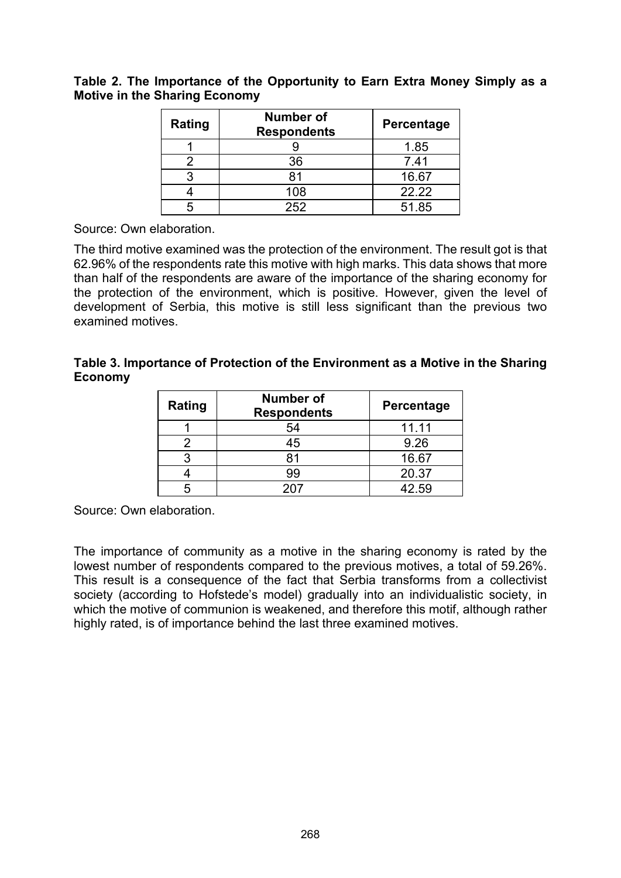**Table 2. The Importance of the Opportunity to Earn Extra Money Simply as a Motive in the Sharing Economy**

| Rating | Number of Respondents | Percentage |
| --- | --- | --- |
| 1 | 9 | 1.85 |
| 2 | 36 | 7.41 |
| 3 | 81 | 16.67 |
| 4 | 108 | 22.22 |
| 5 | 252 | 51.85 |

Source: Own elaboration.

The third motive examined was the protection of the environment. The result got is that 62.96% of the respondents rate this motive with high marks. This data shows that more than half of the respondents are aware of the importance of the sharing economy for the protection of the environment, which is positive. However, given the level of development of Serbia, this motive is still less significant than the previous two examined motives.

**Table 3. Importance of Protection of the Environment as a Motive in the Sharing Economy**

| Rating | Number of Respondents | Percentage |
| --- | --- | --- |
| 1 | 54 | 11.11 |
| 2 | 45 | 9.26 |
| 3 | 81 | 16.67 |
| 4 | 99 | 20.37 |
| 5 | 207 | 42.59 |

Source: Own elaboration.

The importance of community as a motive in the sharing economy is rated by the lowest number of respondents compared to the previous motives, a total of 59.26%. This result is a consequence of the fact that Serbia transforms from a collectivist society (according to Hofstede's model) gradually into an individualistic society, in which the motive of communion is weakened, and therefore this motif, although rather highly rated, is of importance behind the last three examined motives.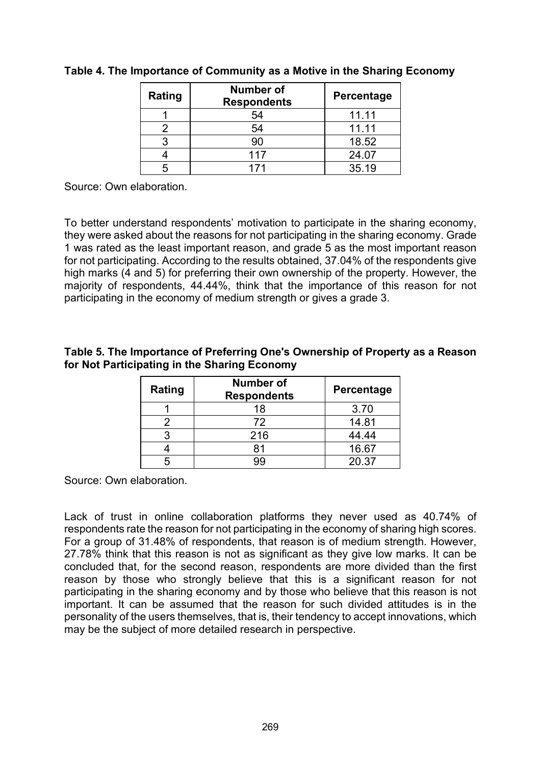**Table 4. The Importance of Community as a Motive in the Sharing Economy**

| Rating | Number of Respondents | Percentage |
|---|---|---|
| 1 | 54 | 11.11 |
| 2 | 54 | 11.11 |
| 3 | 90 | 18.52 |
| 4 | 117 | 24.07 |
| 5 | 171 | 35.19 |

Source: Own elaboration.

To better understand respondents' motivation to participate in the sharing economy, they were asked about the reasons for not participating in the sharing economy. Grade 1 was rated as the least important reason, and grade 5 as the most important reason for not participating. According to the results obtained, 37.04% of the respondents give high marks (4 and 5) for preferring their own ownership of the property. However, the majority of respondents, 44.44%, think that the importance of this reason for not participating in the economy of medium strength or gives a grade 3.

**Table 5. The Importance of Preferring One's Ownership of Property as a Reason for Not Participating in the Sharing Economy**

| Rating | Number of Respondents | Percentage |
|---|---|---|
| 1 | 18 | 3.70 |
| 2 | 72 | 14.81 |
| 3 | 216 | 44.44 |
| 4 | 81 | 16.67 |
| 5 | 99 | 20.37 |

Source: Own elaboration.

Lack of trust in online collaboration platforms they never used as 40.74% of respondents rate the reason for not participating in the economy of sharing high scores. For a group of 31.48% of respondents, that reason is of medium strength. However, 27.78% think that this reason is not as significant as they give low marks. It can be concluded that, for the second reason, respondents are more divided than the first reason by those who strongly believe that this is a significant reason for not participating in the sharing economy and by those who believe that this reason is not important. It can be assumed that the reason for such divided attitudes is in the personality of the users themselves, that is, their tendency to accept innovations, which may be the subject of more detailed research in perspective.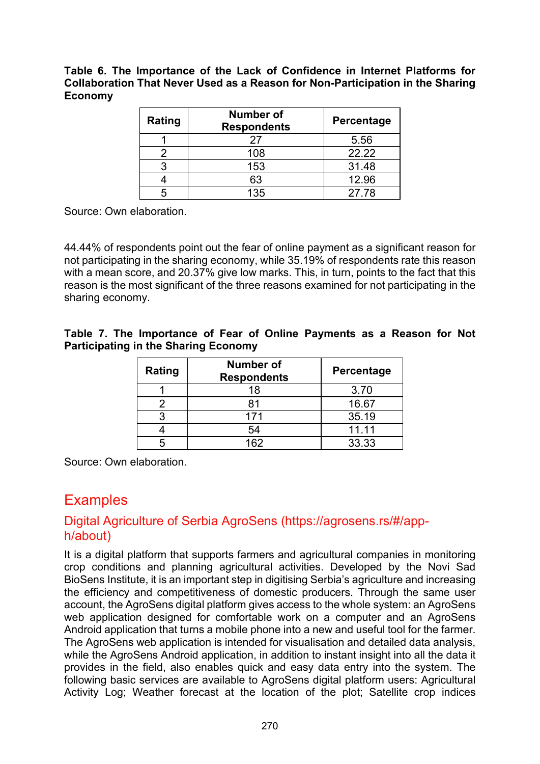**Table 6. The Importance of the Lack of Confidence in Internet Platforms for Collaboration That Never Used as a Reason for Non-Participation in the Sharing Economy**

| Rating | Number of Respondents | Percentage |
|---|---|---|
| 1 | 27 | 5.56 |
| 2 | 108 | 22.22 |
| 3 | 153 | 31.48 |
| 4 | 63 | 12.96 |
| 5 | 135 | 27.78 |

Source: Own elaboration.

44.44% of respondents point out the fear of online payment as a significant reason for not participating in the sharing economy, while 35.19% of respondents rate this reason with a mean score, and 20.37% give low marks. This, in turn, points to the fact that this reason is the most significant of the three reasons examined for not participating in the sharing economy.

**Table 7. The Importance of Fear of Online Payments as a Reason for Not Participating in the Sharing Economy**

| Rating | Number of Respondents | Percentage |
|---|---|---|
| 1 | 18 | 3.70 |
| 2 | 81 | 16.67 |
| 3 | 171 | 35.19 |
| 4 | 54 | 11.11 |
| 5 | 162 | 33.33 |

Source: Own elaboration.

## Examples

### Digital Agriculture of Serbia AgroSens (https://agrosens.rs/#/app-h/about)

It is a digital platform that supports farmers and agricultural companies in monitoring crop conditions and planning agricultural activities. Developed by the Novi Sad BioSens Institute, it is an important step in digitising Serbia's agriculture and increasing the efficiency and competitiveness of domestic producers. Through the same user account, the AgroSens digital platform gives access to the whole system: an AgroSens web application designed for comfortable work on a computer and an AgroSens Android application that turns a mobile phone into a new and useful tool for the farmer. The AgroSens web application is intended for visualisation and detailed data analysis, while the AgroSens Android application, in addition to instant insight into all the data it provides in the field, also enables quick and easy data entry into the system. The following basic services are available to AgroSens digital platform users: Agricultural Activity Log; Weather forecast at the location of the plot; Satellite crop indices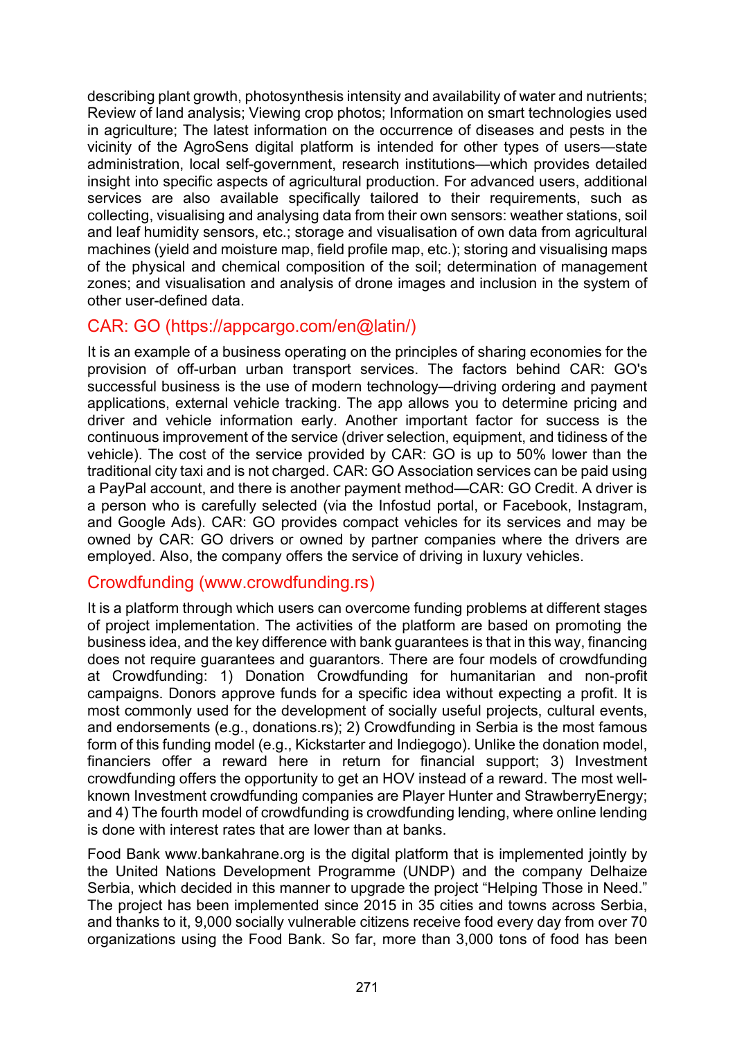describing plant growth, photosynthesis intensity and availability of water and nutrients; Review of land analysis; Viewing crop photos; Information on smart technologies used in agriculture; The latest information on the occurrence of diseases and pests in the vicinity of the AgroSens digital platform is intended for other types of users—state administration, local self-government, research institutions—which provides detailed insight into specific aspects of agricultural production. For advanced users, additional services are also available specifically tailored to their requirements, such as collecting, visualising and analysing data from their own sensors: weather stations, soil and leaf humidity sensors, etc.; storage and visualisation of own data from agricultural machines (yield and moisture map, field profile map, etc.); storing and visualising maps of the physical and chemical composition of the soil; determination of management zones; and visualisation and analysis of drone images and inclusion in the system of other user-defined data.

## CAR: GO (https://appcargo.com/en@latin/)

It is an example of a business operating on the principles of sharing economies for the provision of off-urban urban transport services. The factors behind CAR: GO's successful business is the use of modern technology—driving ordering and payment applications, external vehicle tracking. The app allows you to determine pricing and driver and vehicle information early. Another important factor for success is the continuous improvement of the service (driver selection, equipment, and tidiness of the vehicle). The cost of the service provided by CAR: GO is up to 50% lower than the traditional city taxi and is not charged. CAR: GO Association services can be paid using a PayPal account, and there is another payment method—CAR: GO Credit. A driver is a person who is carefully selected (via the Infostud portal, or Facebook, Instagram, and Google Ads). CAR: GO provides compact vehicles for its services and may be owned by CAR: GO drivers or owned by partner companies where the drivers are employed. Also, the company offers the service of driving in luxury vehicles.

## Crowdfunding (www.crowdfunding.rs)

It is a platform through which users can overcome funding problems at different stages of project implementation. The activities of the platform are based on promoting the business idea, and the key difference with bank guarantees is that in this way, financing does not require guarantees and guarantors. There are four models of crowdfunding at Crowdfunding: 1) Donation Crowdfunding for humanitarian and non-profit campaigns. Donors approve funds for a specific idea without expecting a profit. It is most commonly used for the development of socially useful projects, cultural events, and endorsements (e.g., donations.rs); 2) Crowdfunding in Serbia is the most famous form of this funding model (e.g., Kickstarter and Indiegogo). Unlike the donation model, financiers offer a reward here in return for financial support; 3) Investment crowdfunding offers the opportunity to get an HOV instead of a reward. The most well-known Investment crowdfunding companies are Player Hunter and StrawberryEnergy; and 4) The fourth model of crowdfunding is crowdfunding lending, where online lending is done with interest rates that are lower than at banks.

Food Bank www.bankahrane.org is the digital platform that is implemented jointly by the United Nations Development Programme (UNDP) and the company Delhaize Serbia, which decided in this manner to upgrade the project "Helping Those in Need." The project has been implemented since 2015 in 35 cities and towns across Serbia, and thanks to it, 9,000 socially vulnerable citizens receive food every day from over 70 organizations using the Food Bank. So far, more than 3,000 tons of food has been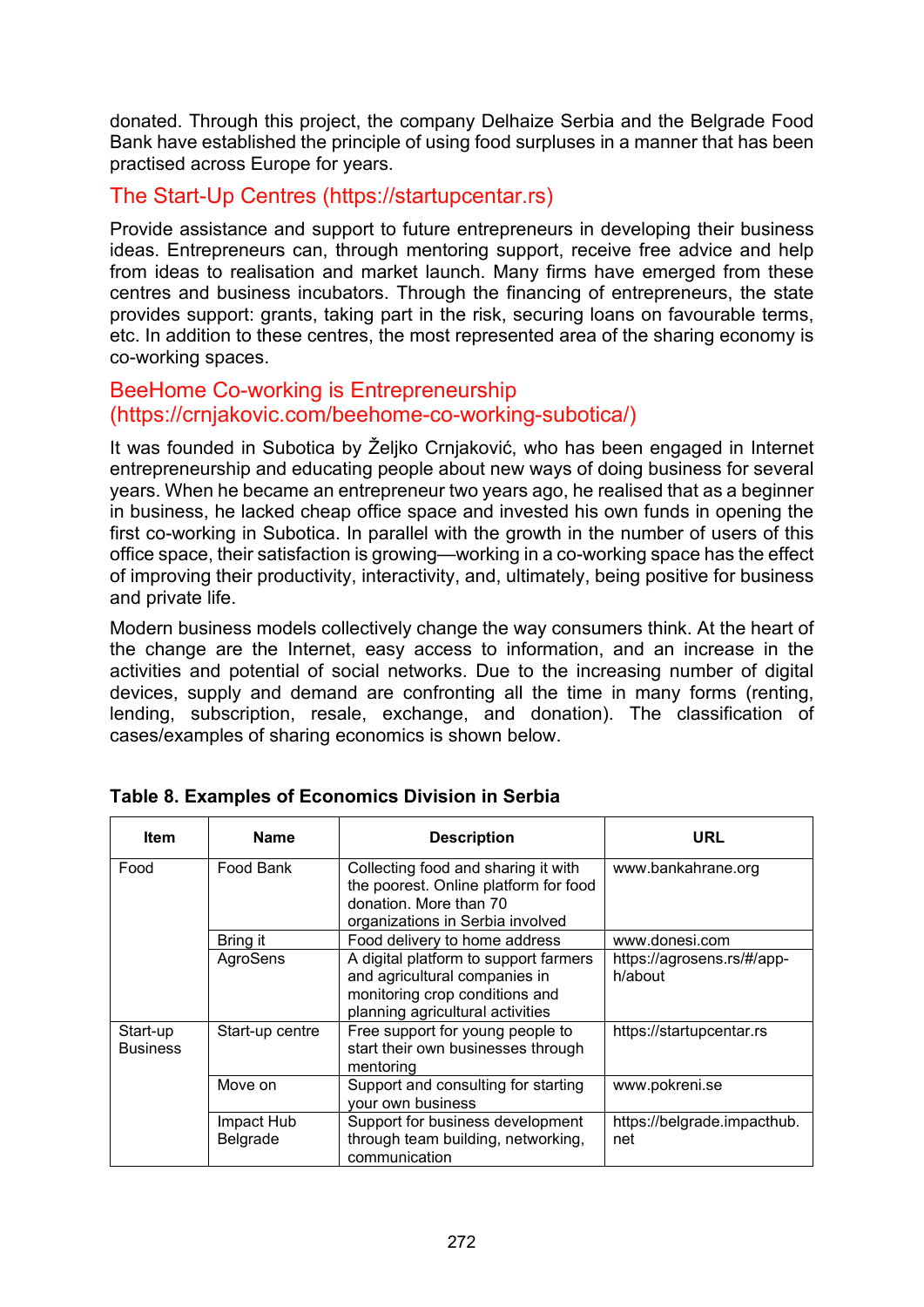donated. Through this project, the company Delhaize Serbia and the Belgrade Food Bank have established the principle of using food surpluses in a manner that has been practised across Europe for years.

## The Start-Up Centres (https://startupcentar.rs)

Provide assistance and support to future entrepreneurs in developing their business ideas. Entrepreneurs can, through mentoring support, receive free advice and help from ideas to realisation and market launch. Many firms have emerged from these centres and business incubators. Through the financing of entrepreneurs, the state provides support: grants, taking part in the risk, securing loans on favourable terms, etc. In addition to these centres, the most represented area of the sharing economy is co-working spaces.

## BeeHome Co-working is Entrepreneurship (https://crnjakovic.com/beehome-co-working-subotica/)

It was founded in Subotica by Željko Crnjaković, who has been engaged in Internet entrepreneurship and educating people about new ways of doing business for several years. When he became an entrepreneur two years ago, he realised that as a beginner in business, he lacked cheap office space and invested his own funds in opening the first co-working in Subotica. In parallel with the growth in the number of users of this office space, their satisfaction is growing—working in a co-working space has the effect of improving their productivity, interactivity, and, ultimately, being positive for business and private life.

Modern business models collectively change the way consumers think. At the heart of the change are the Internet, easy access to information, and an increase in the activities and potential of social networks. Due to the increasing number of digital devices, supply and demand are confronting all the time in many forms (renting, lending, subscription, resale, exchange, and donation). The classification of cases/examples of sharing economics is shown below.

**Table 8. Examples of Economics Division in Serbia**

| Item | Name | Description | URL |
|---|---|---|---|
| Food | Food Bank | Collecting food and sharing it with the poorest. Online platform for food donation. More than 70 organizations in Serbia involved | www.bankahrane.org |
| | Bring it | Food delivery to home address | www.donesi.com |
| | AgroSens | A digital platform to support farmers and agricultural companies in monitoring crop conditions and planning agricultural activities | https://agrosens.rs/#/app-h/about |
| Start-up Business | Start-up centre | Free support for young people to start their own businesses through mentoring | https://startupcentar.rs |
| | Move on | Support and consulting for starting your own business | www.pokreni.se |
| | Impact Hub Belgrade | Support for business development through team building, networking, communication | https://belgrade.impacthub.net |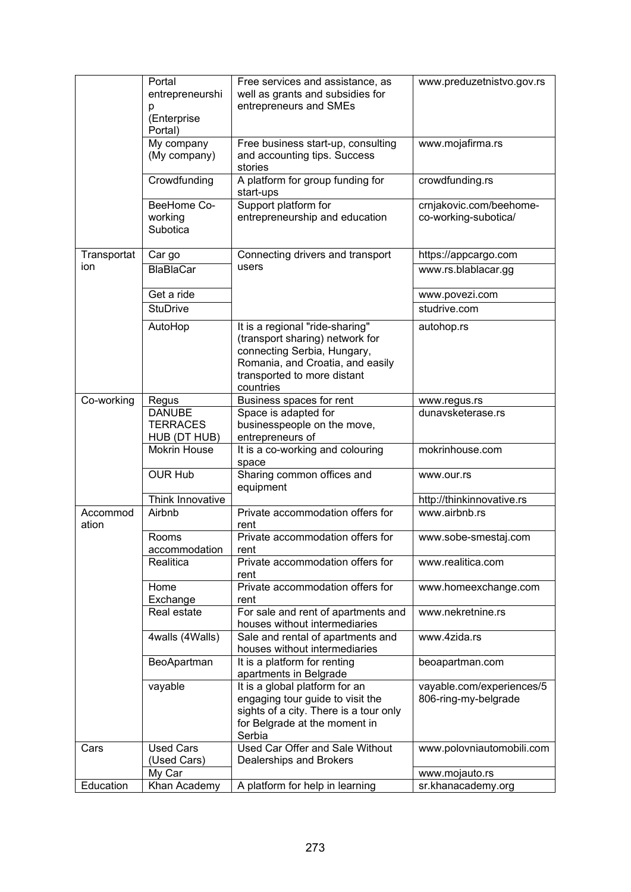| | | | |
|---|---|---|---|
| | Portal entrepreneurship (Enterprise Portal) | Free services and assistance, as well as grants and subsidies for entrepreneurs and SMEs | www.preduzetnistvo.gov.rs |
| | My company (My company) | Free business start-up, consulting and accounting tips. Success stories | www.mojafirma.rs |
| | Crowdfunding | A platform for group funding for start-ups | crowdfunding.rs |
| | BeeHome Co-working Subotica | Support platform for entrepreneurship and education | crnjakovic.com/beehome-co-working-subotica/ |
| Transportation | Car go | Connecting drivers and transport users | https://appcargo.com |
| | BlaBlaCar | | www.rs.blablacar.gg |
| | Get a ride | | www.povezi.com |
| | StuDrive | | studrive.com |
| | AutoHop | It is a regional "ride-sharing" (transport sharing) network for connecting Serbia, Hungary, Romania, and Croatia, and easily transported to more distant countries | autohop.rs |
| Co-working | Regus | Business spaces for rent | www.regus.rs |
| | DANUBE TERRACES HUB (DT HUB) | Space is adapted for businesspeople on the move, entrepreneurs of | dunavsketerase.rs |
| | Mokrin House | It is a co-working and colouring space | mokrinhouse.com |
| | OUR Hub | Sharing common offices and equipment | www.our.rs |
| | Think Innovative | | http://thinkinnovative.rs |
| Accommodation | Airbnb | Private accommodation offers for rent | www.airbnb.rs |
| | Rooms accommodation | Private accommodation offers for rent | www.sobe-smestaj.com |
| | Realitica | Private accommodation offers for rent | www.realitica.com |
| | Home Exchange | Private accommodation offers for rent | www.homeexchange.com |
| | Real estate | For sale and rent of apartments and houses without intermediaries | www.nekretnine.rs |
| | 4walls (4Walls) | Sale and rental of apartments and houses without intermediaries | www.4zida.rs |
| | BeoApartman | It is a platform for renting apartments in Belgrade | beoapartman.com |
| | vayable | It is a global platform for an engaging tour guide to visit the sights of a city. There is a tour only for Belgrade at the moment in Serbia | vayable.com/experiences/5806-ring-my-belgrade |
| Cars | Used Cars (Used Cars) | Used Car Offer and Sale Without Dealerships and Brokers | www.polovniautomobili.com |
| | My Car | | www.mojauto.rs |
| Education | Khan Academy | A platform for help in learning | sr.khanacademy.org |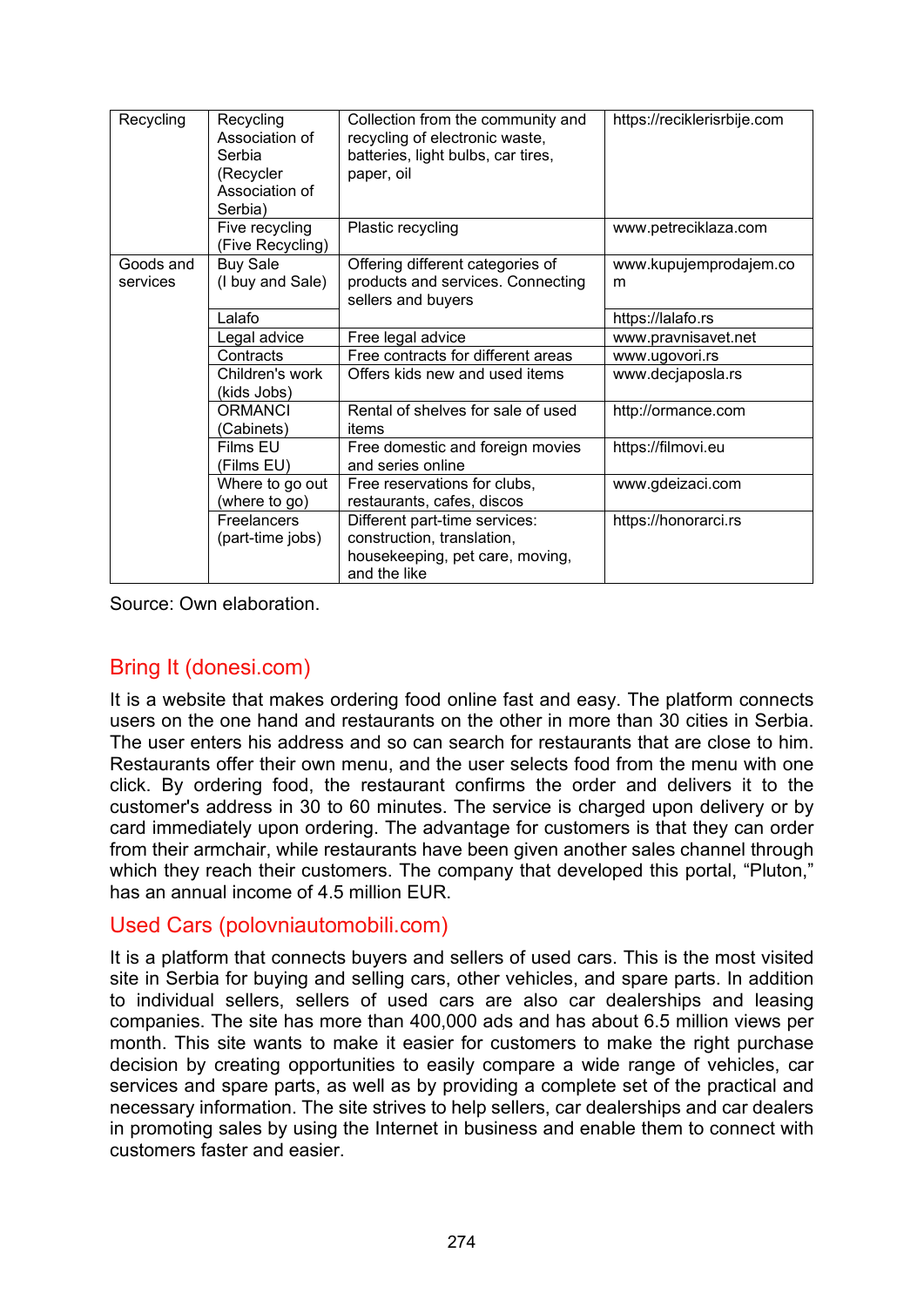| Recycling | Recycling Association of Serbia (Recycler Association of Serbia) | Collection from the community and recycling of electronic waste, batteries, light bulbs, car tires, paper, oil | https://reciklerisrbije.com |
|---|---|---|---|
| | Five recycling (Five Recycling) | Plastic recycling | www.petreciklaza.com |
| Goods and services | Buy Sale (I buy and Sale) | Offering different categories of products and services. Connecting sellers and buyers | www.kupujemprodajem.com |
| | Lalafo | | https://lalafo.rs |
| | Legal advice | Free legal advice | www.pravnisavet.net |
| | Contracts | Free contracts for different areas | www.ugovori.rs |
| | Children's work (kids Jobs) | Offers kids new and used items | www.decjaposla.rs |
| | ORMANCI (Cabinets) | Rental of shelves for sale of used items | http://ormance.com |
| | Films EU (Films EU) | Free domestic and foreign movies and series online | https://filmovi.eu |
| | Where to go out (where to go) | Free reservations for clubs, restaurants, cafes, discos | www.gdeizaci.com |
| | Freelancers (part-time jobs) | Different part-time services: construction, translation, housekeeping, pet care, moving, and the like | https://honorarci.rs |

Source: Own elaboration.

## Bring It (donesi.com)

It is a website that makes ordering food online fast and easy. The platform connects users on the one hand and restaurants on the other in more than 30 cities in Serbia. The user enters his address and so can search for restaurants that are close to him. Restaurants offer their own menu, and the user selects food from the menu with one click. By ordering food, the restaurant confirms the order and delivers it to the customer's address in 30 to 60 minutes. The service is charged upon delivery or by card immediately upon ordering. The advantage for customers is that they can order from their armchair, while restaurants have been given another sales channel through which they reach their customers. The company that developed this portal, “Pluton,” has an annual income of 4.5 million EUR.

## Used Cars (polovniautomobili.com)

It is a platform that connects buyers and sellers of used cars. This is the most visited site in Serbia for buying and selling cars, other vehicles, and spare parts. In addition to individual sellers, sellers of used cars are also car dealerships and leasing companies. The site has more than 400,000 ads and has about 6.5 million views per month. This site wants to make it easier for customers to make the right purchase decision by creating opportunities to easily compare a wide range of vehicles, car services and spare parts, as well as by providing a complete set of the practical and necessary information. The site strives to help sellers, car dealerships and car dealers in promoting sales by using the Internet in business and enable them to connect with customers faster and easier.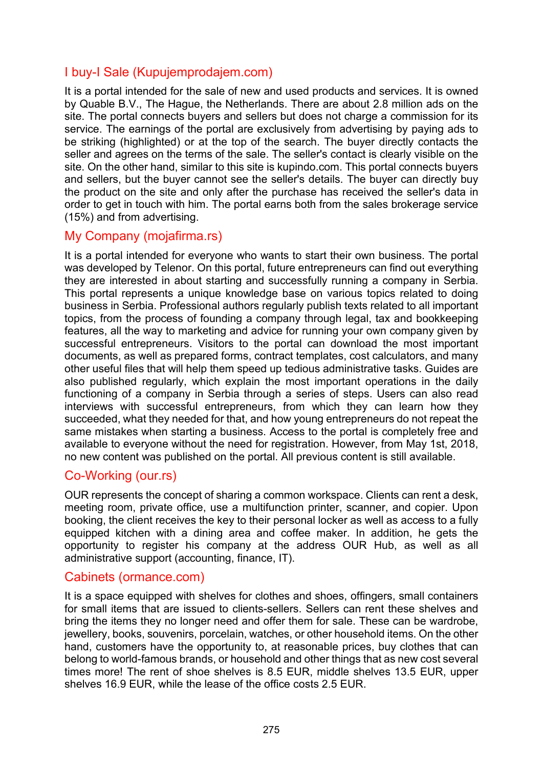### I buy-I Sale (Kupujemprodajem.com)

It is a portal intended for the sale of new and used products and services. It is owned by Quable B.V., The Hague, the Netherlands. There are about 2.8 million ads on the site. The portal connects buyers and sellers but does not charge a commission for its service. The earnings of the portal are exclusively from advertising by paying ads to be striking (highlighted) or at the top of the search. The buyer directly contacts the seller and agrees on the terms of the sale. The seller's contact is clearly visible on the site. On the other hand, similar to this site is kupindo.com. This portal connects buyers and sellers, but the buyer cannot see the seller's details. The buyer can directly buy the product on the site and only after the purchase has received the seller's data in order to get in touch with him. The portal earns both from the sales brokerage service (15%) and from advertising.

### My Company (mojafirma.rs)

It is a portal intended for everyone who wants to start their own business. The portal was developed by Telenor. On this portal, future entrepreneurs can find out everything they are interested in about starting and successfully running a company in Serbia. This portal represents a unique knowledge base on various topics related to doing business in Serbia. Professional authors regularly publish texts related to all important topics, from the process of founding a company through legal, tax and bookkeeping features, all the way to marketing and advice for running your own company given by successful entrepreneurs. Visitors to the portal can download the most important documents, as well as prepared forms, contract templates, cost calculators, and many other useful files that will help them speed up tedious administrative tasks. Guides are also published regularly, which explain the most important operations in the daily functioning of a company in Serbia through a series of steps. Users can also read interviews with successful entrepreneurs, from which they can learn how they succeeded, what they needed for that, and how young entrepreneurs do not repeat the same mistakes when starting a business. Access to the portal is completely free and available to everyone without the need for registration. However, from May 1st, 2018, no new content was published on the portal. All previous content is still available.

### Co-Working (our.rs)

OUR represents the concept of sharing a common workspace. Clients can rent a desk, meeting room, private office, use a multifunction printer, scanner, and copier. Upon booking, the client receives the key to their personal locker as well as access to a fully equipped kitchen with a dining area and coffee maker. In addition, he gets the opportunity to register his company at the address OUR Hub, as well as all administrative support (accounting, finance, IT).

### Cabinets (ormance.com)

It is a space equipped with shelves for clothes and shoes, offingers, small containers for small items that are issued to clients-sellers. Sellers can rent these shelves and bring the items they no longer need and offer them for sale. These can be wardrobe, jewellery, books, souvenirs, porcelain, watches, or other household items. On the other hand, customers have the opportunity to, at reasonable prices, buy clothes that can belong to world-famous brands, or household and other things that as new cost several times more! The rent of shoe shelves is 8.5 EUR, middle shelves 13.5 EUR, upper shelves 16.9 EUR, while the lease of the office costs 2.5 EUR.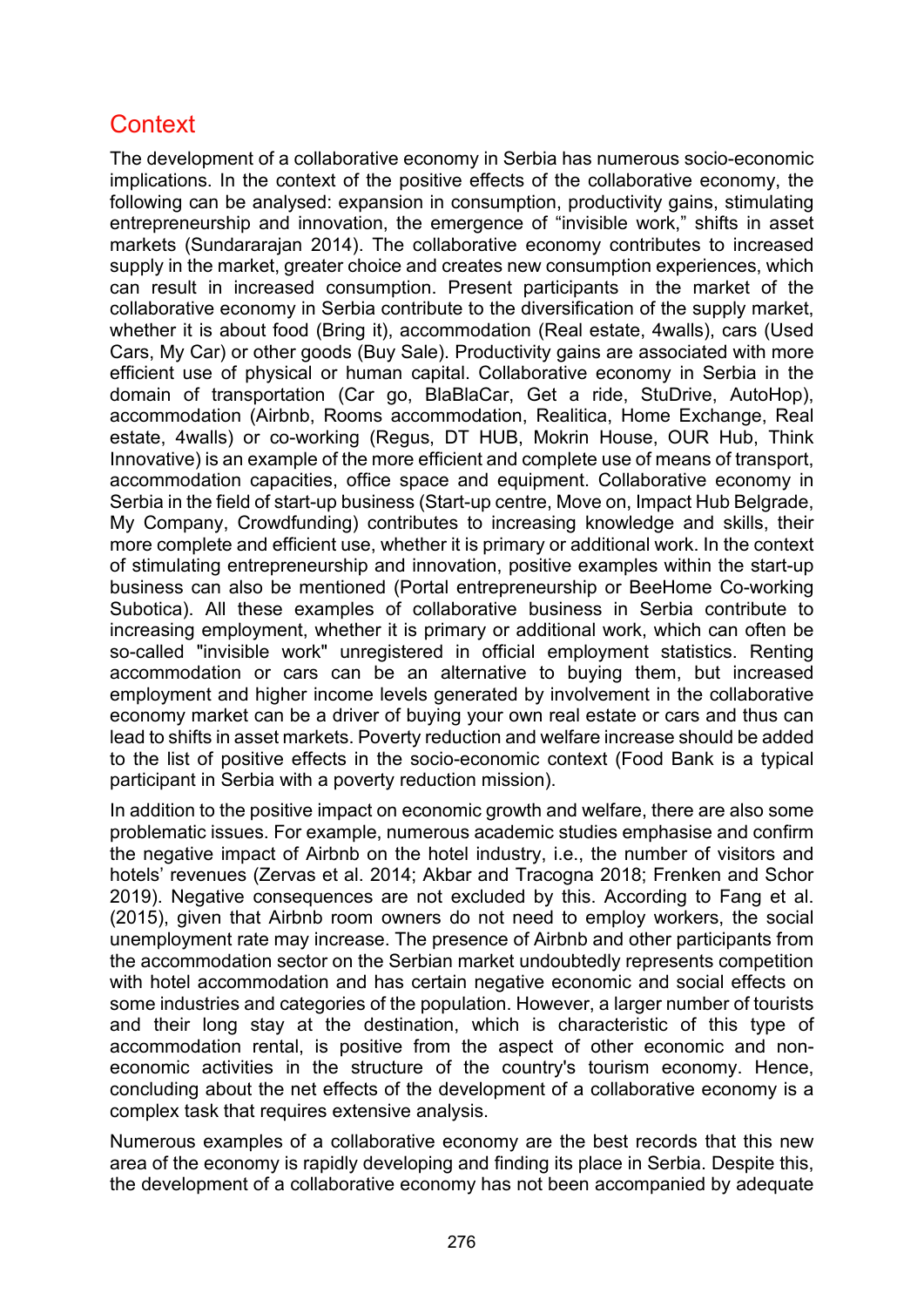## Context

The development of a collaborative economy in Serbia has numerous socio-economic implications. In the context of the positive effects of the collaborative economy, the following can be analysed: expansion in consumption, productivity gains, stimulating entrepreneurship and innovation, the emergence of "invisible work," shifts in asset markets (Sundararajan 2014). The collaborative economy contributes to increased supply in the market, greater choice and creates new consumption experiences, which can result in increased consumption. Present participants in the market of the collaborative economy in Serbia contribute to the diversification of the supply market, whether it is about food (Bring it), accommodation (Real estate, 4walls), cars (Used Cars, My Car) or other goods (Buy Sale). Productivity gains are associated with more efficient use of physical or human capital. Collaborative economy in Serbia in the domain of transportation (Car go, BlaBlaCar, Get a ride, StuDrive, AutoHop), accommodation (Airbnb, Rooms accommodation, Realitica, Home Exchange, Real estate, 4walls) or co-working (Regus, DT HUB, Mokrin House, OUR Hub, Think Innovative) is an example of the more efficient and complete use of means of transport, accommodation capacities, office space and equipment. Collaborative economy in Serbia in the field of start-up business (Start-up centre, Move on, Impact Hub Belgrade, My Company, Crowdfunding) contributes to increasing knowledge and skills, their more complete and efficient use, whether it is primary or additional work. In the context of stimulating entrepreneurship and innovation, positive examples within the start-up business can also be mentioned (Portal entrepreneurship or BeeHome Co-working Subotica). All these examples of collaborative business in Serbia contribute to increasing employment, whether it is primary or additional work, which can often be so-called "invisible work" unregistered in official employment statistics. Renting accommodation or cars can be an alternative to buying them, but increased employment and higher income levels generated by involvement in the collaborative economy market can be a driver of buying your own real estate or cars and thus can lead to shifts in asset markets. Poverty reduction and welfare increase should be added to the list of positive effects in the socio-economic context (Food Bank is a typical participant in Serbia with a poverty reduction mission).

In addition to the positive impact on economic growth and welfare, there are also some problematic issues. For example, numerous academic studies emphasise and confirm the negative impact of Airbnb on the hotel industry, i.e., the number of visitors and hotels' revenues (Zervas et al. 2014; Akbar and Tracogna 2018; Frenken and Schor 2019). Negative consequences are not excluded by this. According to Fang et al. (2015), given that Airbnb room owners do not need to employ workers, the social unemployment rate may increase. The presence of Airbnb and other participants from the accommodation sector on the Serbian market undoubtedly represents competition with hotel accommodation and has certain negative economic and social effects on some industries and categories of the population. However, a larger number of tourists and their long stay at the destination, which is characteristic of this type of accommodation rental, is positive from the aspect of other economic and non-economic activities in the structure of the country's tourism economy. Hence, concluding about the net effects of the development of a collaborative economy is a complex task that requires extensive analysis.

Numerous examples of a collaborative economy are the best records that this new area of the economy is rapidly developing and finding its place in Serbia. Despite this, the development of a collaborative economy has not been accompanied by adequate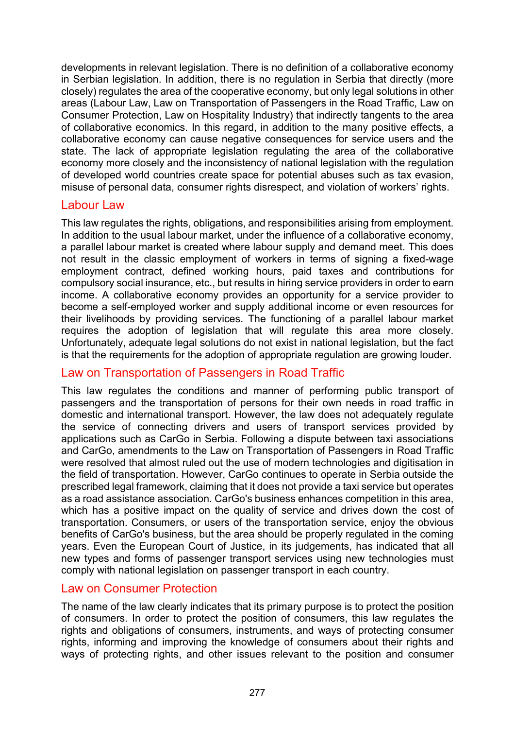developments in relevant legislation. There is no definition of a collaborative economy in Serbian legislation. In addition, there is no regulation in Serbia that directly (more closely) regulates the area of the cooperative economy, but only legal solutions in other areas (Labour Law, Law on Transportation of Passengers in the Road Traffic, Law on Consumer Protection, Law on Hospitality Industry) that indirectly tangents to the area of collaborative economics. In this regard, in addition to the many positive effects, a collaborative economy can cause negative consequences for service users and the state. The lack of appropriate legislation regulating the area of the collaborative economy more closely and the inconsistency of national legislation with the regulation of developed world countries create space for potential abuses such as tax evasion, misuse of personal data, consumer rights disrespect, and violation of workers' rights.

## Labour Law

This law regulates the rights, obligations, and responsibilities arising from employment. In addition to the usual labour market, under the influence of a collaborative economy, a parallel labour market is created where labour supply and demand meet. This does not result in the classic employment of workers in terms of signing a fixed-wage employment contract, defined working hours, paid taxes and contributions for compulsory social insurance, etc., but results in hiring service providers in order to earn income. A collaborative economy provides an opportunity for a service provider to become a self-employed worker and supply additional income or even resources for their livelihoods by providing services. The functioning of a parallel labour market requires the adoption of legislation that will regulate this area more closely. Unfortunately, adequate legal solutions do not exist in national legislation, but the fact is that the requirements for the adoption of appropriate regulation are growing louder.

## Law on Transportation of Passengers in Road Traffic

This law regulates the conditions and manner of performing public transport of passengers and the transportation of persons for their own needs in road traffic in domestic and international transport. However, the law does not adequately regulate the service of connecting drivers and users of transport services provided by applications such as CarGo in Serbia. Following a dispute between taxi associations and CarGo, amendments to the Law on Transportation of Passengers in Road Traffic were resolved that almost ruled out the use of modern technologies and digitisation in the field of transportation. However, CarGo continues to operate in Serbia outside the prescribed legal framework, claiming that it does not provide a taxi service but operates as a road assistance association. CarGo's business enhances competition in this area, which has a positive impact on the quality of service and drives down the cost of transportation. Consumers, or users of the transportation service, enjoy the obvious benefits of CarGo's business, but the area should be properly regulated in the coming years. Even the European Court of Justice, in its judgements, has indicated that all new types and forms of passenger transport services using new technologies must comply with national legislation on passenger transport in each country.

## Law on Consumer Protection

The name of the law clearly indicates that its primary purpose is to protect the position of consumers. In order to protect the position of consumers, this law regulates the rights and obligations of consumers, instruments, and ways of protecting consumer rights, informing and improving the knowledge of consumers about their rights and ways of protecting rights, and other issues relevant to the position and consumer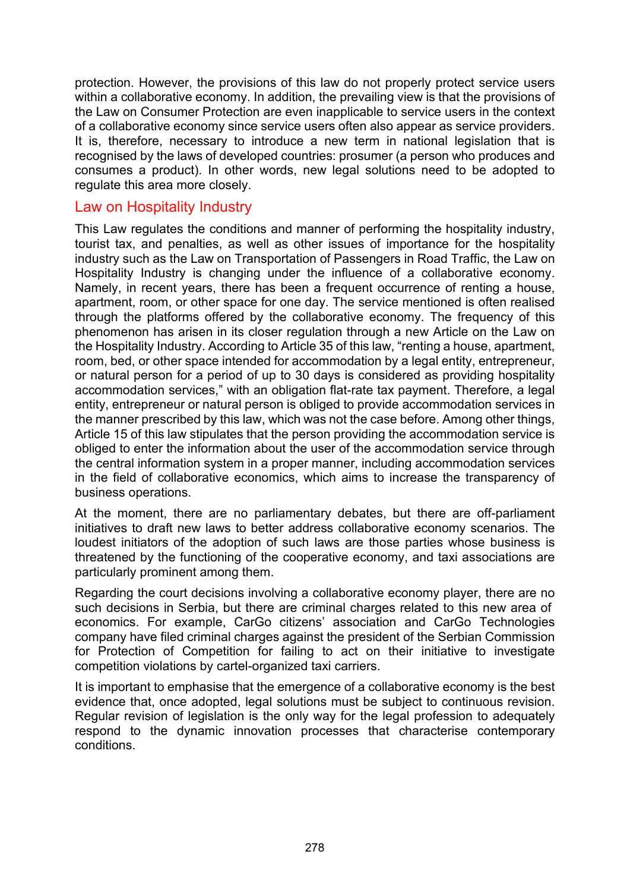protection. However, the provisions of this law do not properly protect service users within a collaborative economy. In addition, the prevailing view is that the provisions of the Law on Consumer Protection are even inapplicable to service users in the context of a collaborative economy since service users often also appear as service providers. It is, therefore, necessary to introduce a new term in national legislation that is recognised by the laws of developed countries: prosumer (a person who produces and consumes a product). In other words, new legal solutions need to be adopted to regulate this area more closely.

## Law on Hospitality Industry

This Law regulates the conditions and manner of performing the hospitality industry, tourist tax, and penalties, as well as other issues of importance for the hospitality industry such as the Law on Transportation of Passengers in Road Traffic, the Law on Hospitality Industry is changing under the influence of a collaborative economy. Namely, in recent years, there has been a frequent occurrence of renting a house, apartment, room, or other space for one day. The service mentioned is often realised through the platforms offered by the collaborative economy. The frequency of this phenomenon has arisen in its closer regulation through a new Article on the Law on the Hospitality Industry. According to Article 35 of this law, "renting a house, apartment, room, bed, or other space intended for accommodation by a legal entity, entrepreneur, or natural person for a period of up to 30 days is considered as providing hospitality accommodation services," with an obligation flat-rate tax payment. Therefore, a legal entity, entrepreneur or natural person is obliged to provide accommodation services in the manner prescribed by this law, which was not the case before. Among other things, Article 15 of this law stipulates that the person providing the accommodation service is obliged to enter the information about the user of the accommodation service through the central information system in a proper manner, including accommodation services in the field of collaborative economics, which aims to increase the transparency of business operations.

At the moment, there are no parliamentary debates, but there are off-parliament initiatives to draft new laws to better address collaborative economy scenarios. The loudest initiators of the adoption of such laws are those parties whose business is threatened by the functioning of the cooperative economy, and taxi associations are particularly prominent among them.

Regarding the court decisions involving a collaborative economy player, there are no such decisions in Serbia, but there are criminal charges related to this new area of economics. For example, CarGo citizens' association and CarGo Technologies company have filed criminal charges against the president of the Serbian Commission for Protection of Competition for failing to act on their initiative to investigate competition violations by cartel-organized taxi carriers.

It is important to emphasise that the emergence of a collaborative economy is the best evidence that, once adopted, legal solutions must be subject to continuous revision. Regular revision of legislation is the only way for the legal profession to adequately respond to the dynamic innovation processes that characterise contemporary conditions.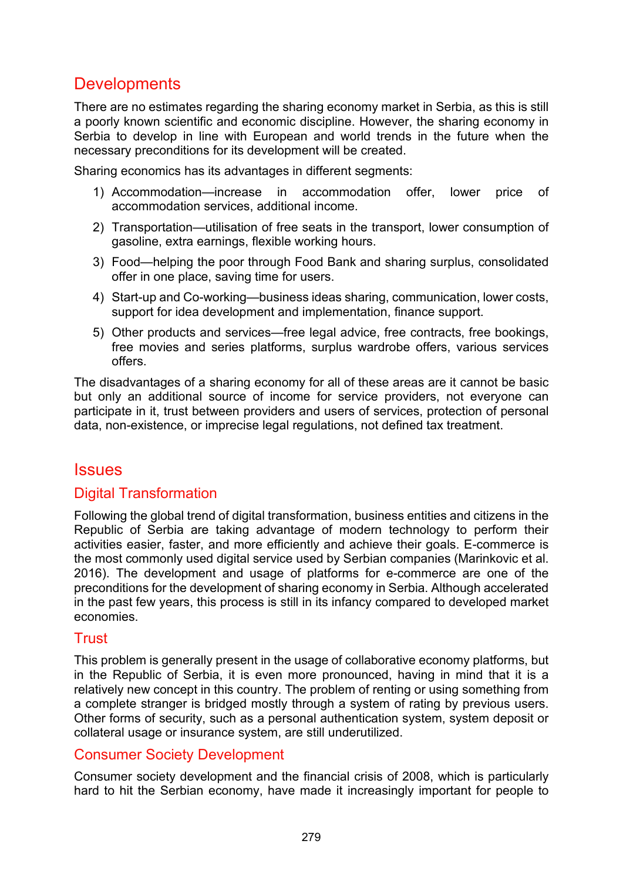## Developments

There are no estimates regarding the sharing economy market in Serbia, as this is still a poorly known scientific and economic discipline. However, the sharing economy in Serbia to develop in line with European and world trends in the future when the necessary preconditions for its development will be created.

Sharing economics has its advantages in different segments:

1) Accommodation—increase in accommodation offer, lower price of accommodation services, additional income.
2) Transportation—utilisation of free seats in the transport, lower consumption of gasoline, extra earnings, flexible working hours.
3) Food—helping the poor through Food Bank and sharing surplus, consolidated offer in one place, saving time for users.
4) Start-up and Co-working—business ideas sharing, communication, lower costs, support for idea development and implementation, finance support.
5) Other products and services—free legal advice, free contracts, free bookings, free movies and series platforms, surplus wardrobe offers, various services offers.

The disadvantages of a sharing economy for all of these areas are it cannot be basic but only an additional source of income for service providers, not everyone can participate in it, trust between providers and users of services, protection of personal data, non-existence, or imprecise legal regulations, not defined tax treatment.

## Issues

### Digital Transformation

Following the global trend of digital transformation, business entities and citizens in the Republic of Serbia are taking advantage of modern technology to perform their activities easier, faster, and more efficiently and achieve their goals. E-commerce is the most commonly used digital service used by Serbian companies (Marinkovic et al. 2016). The development and usage of platforms for e-commerce are one of the preconditions for the development of sharing economy in Serbia. Although accelerated in the past few years, this process is still in its infancy compared to developed market economies.

### Trust

This problem is generally present in the usage of collaborative economy platforms, but in the Republic of Serbia, it is even more pronounced, having in mind that it is a relatively new concept in this country. The problem of renting or using something from a complete stranger is bridged mostly through a system of rating by previous users. Other forms of security, such as a personal authentication system, system deposit or collateral usage or insurance system, are still underutilized.

### Consumer Society Development

Consumer society development and the financial crisis of 2008, which is particularly hard to hit the Serbian economy, have made it increasingly important for people to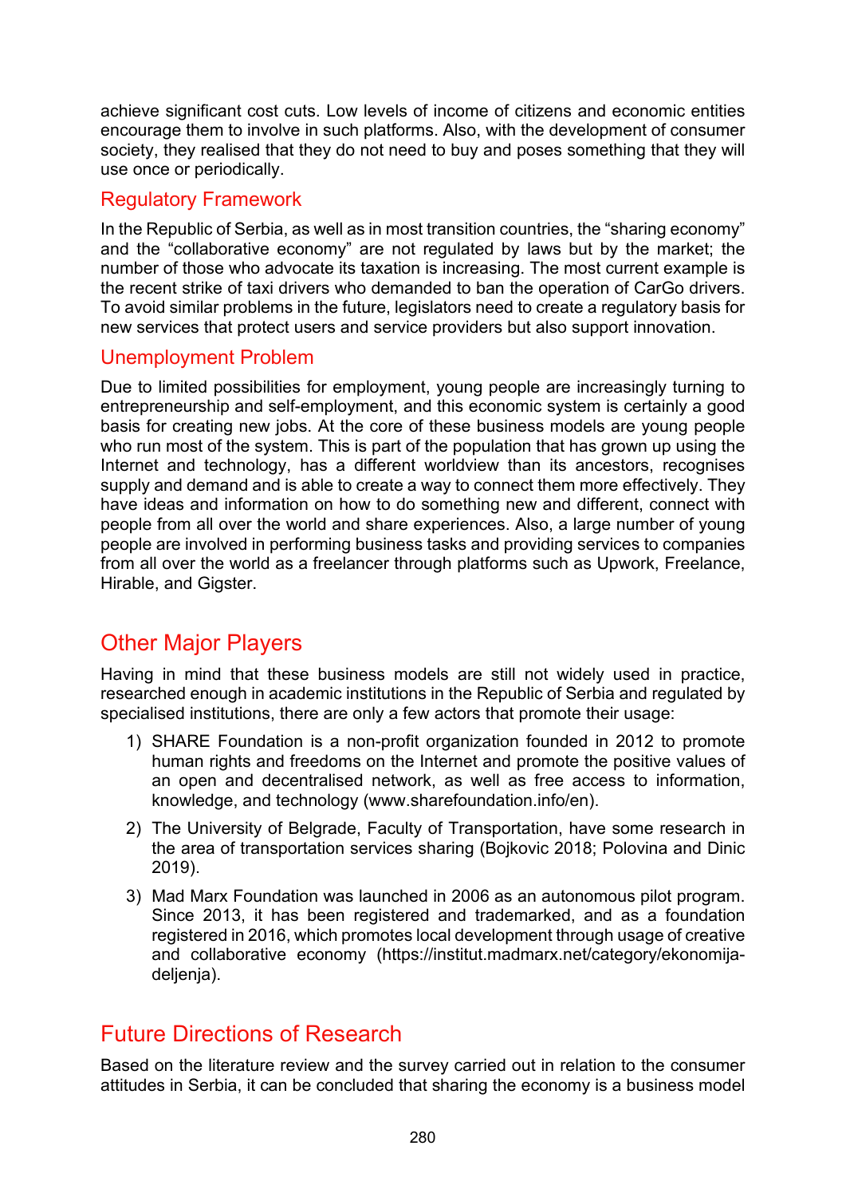achieve significant cost cuts. Low levels of income of citizens and economic entities encourage them to involve in such platforms. Also, with the development of consumer society, they realised that they do not need to buy and poses something that they will use once or periodically.

### Regulatory Framework

In the Republic of Serbia, as well as in most transition countries, the "sharing economy" and the "collaborative economy" are not regulated by laws but by the market; the number of those who advocate its taxation is increasing. The most current example is the recent strike of taxi drivers who demanded to ban the operation of CarGo drivers. To avoid similar problems in the future, legislators need to create a regulatory basis for new services that protect users and service providers but also support innovation.

### Unemployment Problem

Due to limited possibilities for employment, young people are increasingly turning to entrepreneurship and self-employment, and this economic system is certainly a good basis for creating new jobs. At the core of these business models are young people who run most of the system. This is part of the population that has grown up using the Internet and technology, has a different worldview than its ancestors, recognises supply and demand and is able to create a way to connect them more effectively. They have ideas and information on how to do something new and different, connect with people from all over the world and share experiences. Also, a large number of young people are involved in performing business tasks and providing services to companies from all over the world as a freelancer through platforms such as Upwork, Freelance, Hirable, and Gigster.

## Other Major Players

Having in mind that these business models are still not widely used in practice, researched enough in academic institutions in the Republic of Serbia and regulated by specialised institutions, there are only a few actors that promote their usage:

1) SHARE Foundation is a non-profit organization founded in 2012 to promote human rights and freedoms on the Internet and promote the positive values of an open and decentralised network, as well as free access to information, knowledge, and technology (www.sharefoundation.info/en).
2) The University of Belgrade, Faculty of Transportation, have some research in the area of transportation services sharing (Bojkovic 2018; Polovina and Dinic 2019).
3) Mad Marx Foundation was launched in 2006 as an autonomous pilot program. Since 2013, it has been registered and trademarked, and as a foundation registered in 2016, which promotes local development through usage of creative and collaborative economy (https://institut.madmarx.net/category/ekonomija-deljenja).

## Future Directions of Research

Based on the literature review and the survey carried out in relation to the consumer attitudes in Serbia, it can be concluded that sharing the economy is a business model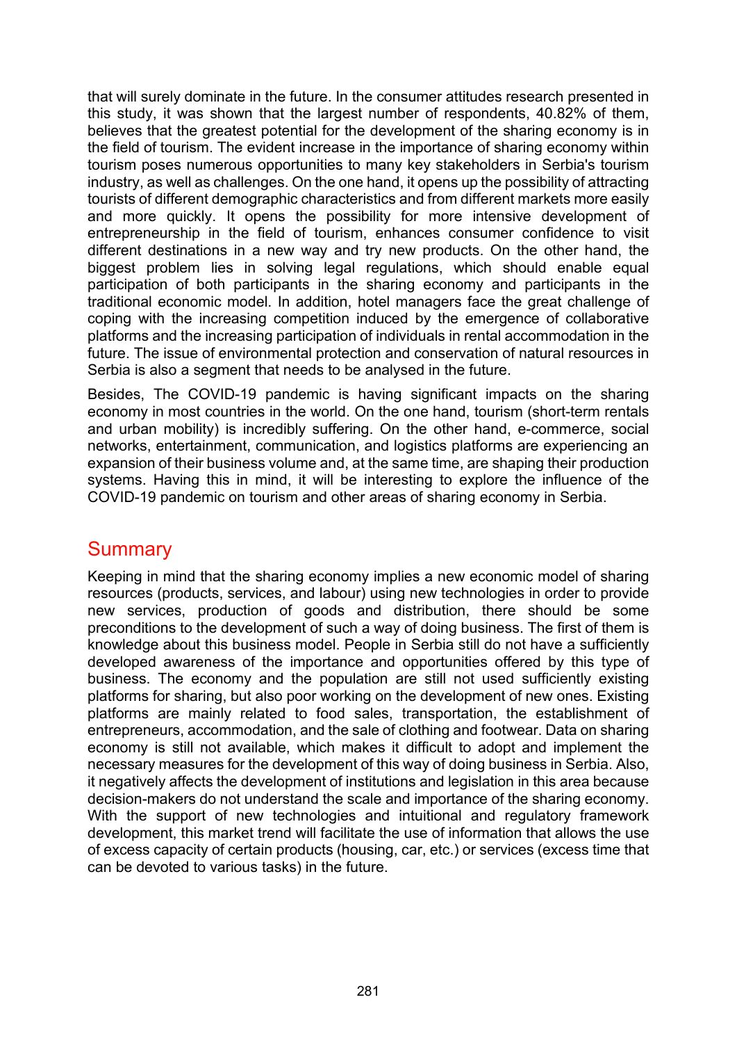that will surely dominate in the future. In the consumer attitudes research presented in this study, it was shown that the largest number of respondents, 40.82% of them, believes that the greatest potential for the development of the sharing economy is in the field of tourism. The evident increase in the importance of sharing economy within tourism poses numerous opportunities to many key stakeholders in Serbia's tourism industry, as well as challenges. On the one hand, it opens up the possibility of attracting tourists of different demographic characteristics and from different markets more easily and more quickly. It opens the possibility for more intensive development of entrepreneurship in the field of tourism, enhances consumer confidence to visit different destinations in a new way and try new products. On the other hand, the biggest problem lies in solving legal regulations, which should enable equal participation of both participants in the sharing economy and participants in the traditional economic model. In addition, hotel managers face the great challenge of coping with the increasing competition induced by the emergence of collaborative platforms and the increasing participation of individuals in rental accommodation in the future. The issue of environmental protection and conservation of natural resources in Serbia is also a segment that needs to be analysed in the future.

Besides, The COVID-19 pandemic is having significant impacts on the sharing economy in most countries in the world. On the one hand, tourism (short-term rentals and urban mobility) is incredibly suffering. On the other hand, e-commerce, social networks, entertainment, communication, and logistics platforms are experiencing an expansion of their business volume and, at the same time, are shaping their production systems. Having this in mind, it will be interesting to explore the influence of the COVID-19 pandemic on tourism and other areas of sharing economy in Serbia.

## Summary

Keeping in mind that the sharing economy implies a new economic model of sharing resources (products, services, and labour) using new technologies in order to provide new services, production of goods and distribution, there should be some preconditions to the development of such a way of doing business. The first of them is knowledge about this business model. People in Serbia still do not have a sufficiently developed awareness of the importance and opportunities offered by this type of business. The economy and the population are still not used sufficiently existing platforms for sharing, but also poor working on the development of new ones. Existing platforms are mainly related to food sales, transportation, the establishment of entrepreneurs, accommodation, and the sale of clothing and footwear. Data on sharing economy is still not available, which makes it difficult to adopt and implement the necessary measures for the development of this way of doing business in Serbia. Also, it negatively affects the development of institutions and legislation in this area because decision-makers do not understand the scale and importance of the sharing economy. With the support of new technologies and intuitional and regulatory framework development, this market trend will facilitate the use of information that allows the use of excess capacity of certain products (housing, car, etc.) or services (excess time that can be devoted to various tasks) in the future.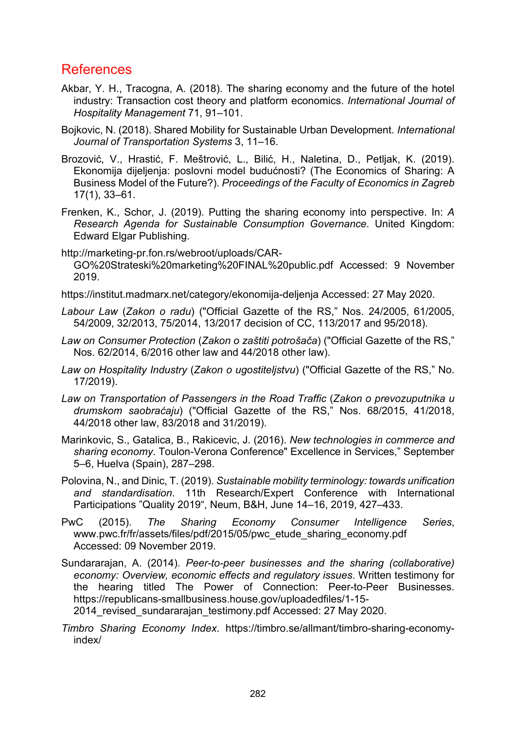## References

Akbar, Y. H., Tracogna, A. (2018). The sharing economy and the future of the hotel industry: Transaction cost theory and platform economics. *International Journal of Hospitality Management* 71, 91–101.

Bojkovic, N. (2018). Shared Mobility for Sustainable Urban Development. *International Journal of Transportation Systems* 3, 11–16.

Brozović, V., Hrastić, F. Meštrović, L., Bilić, H., Naletina, D., Petljak, K. (2019). Ekonomija dijeljenja: poslovni model budućnosti? (The Economics of Sharing: A Business Model of the Future?). *Proceedings of the Faculty of Economics in Zagreb* 17(1), 33–61.

Frenken, K., Schor, J. (2019). Putting the sharing economy into perspective. In: *A Research Agenda for Sustainable Consumption Governance*. United Kingdom: Edward Elgar Publishing.

http://marketing-pr.fon.rs/webroot/uploads/CAR-GO%20Strateski%20marketing%20FINAL%20public.pdf Accessed: 9 November 2019.

https://institut.madmarx.net/category/ekonomija-deljenja Accessed: 27 May 2020.

*Labour Law* (*Zakon o radu*) ("Official Gazette of the RS," Nos. 24/2005, 61/2005, 54/2009, 32/2013, 75/2014, 13/2017 decision of CC, 113/2017 and 95/2018).

*Law on Consumer Protection* (*Zakon o zaštiti potrošača*) ("Official Gazette of the RS," Nos. 62/2014, 6/2016 other law and 44/2018 other law).

*Law on Hospitality Industry* (*Zakon o ugostiteljstvu*) ("Official Gazette of the RS," No. 17/2019).

*Law on Transportation of Passengers in the Road Traffic* (*Zakon o prevozuputnika u drumskom saobraćaju*) ("Official Gazette of the RS," Nos. 68/2015, 41/2018, 44/2018 other law, 83/2018 and 31/2019).

Marinkovic, S., Gatalica, B., Rakicevic, J. (2016). *New technologies in commerce and sharing economy*. Toulon-Verona Conference" Excellence in Services," September 5–6, Huelva (Spain), 287–298.

Polovina, N., and Dinic, T. (2019). *Sustainable mobility terminology: towards unification and standardisation*. 11th Research/Expert Conference with International Participations "Quality 2019", Neum, B&H, June 14–16, 2019, 427–433.

PwC (2015). *The Sharing Economy Consumer Intelligence Series*, www.pwc.fr/fr/assets/files/pdf/2015/05/pwc_etude_sharing_economy.pdf Accessed: 09 November 2019.

Sundararajan, A. (2014). *Peer-to-peer businesses and the sharing (collaborative) economy: Overview, economic effects and regulatory issues*. Written testimony for the hearing titled The Power of Connection: Peer-to-Peer Businesses. https://republicans-smallbusiness.house.gov/uploadedfiles/1-15-2014_revised_sundararajan_testimony.pdf Accessed: 27 May 2020.

*Timbro Sharing Economy Index*. https://timbro.se/allmant/timbro-sharing-economy-index/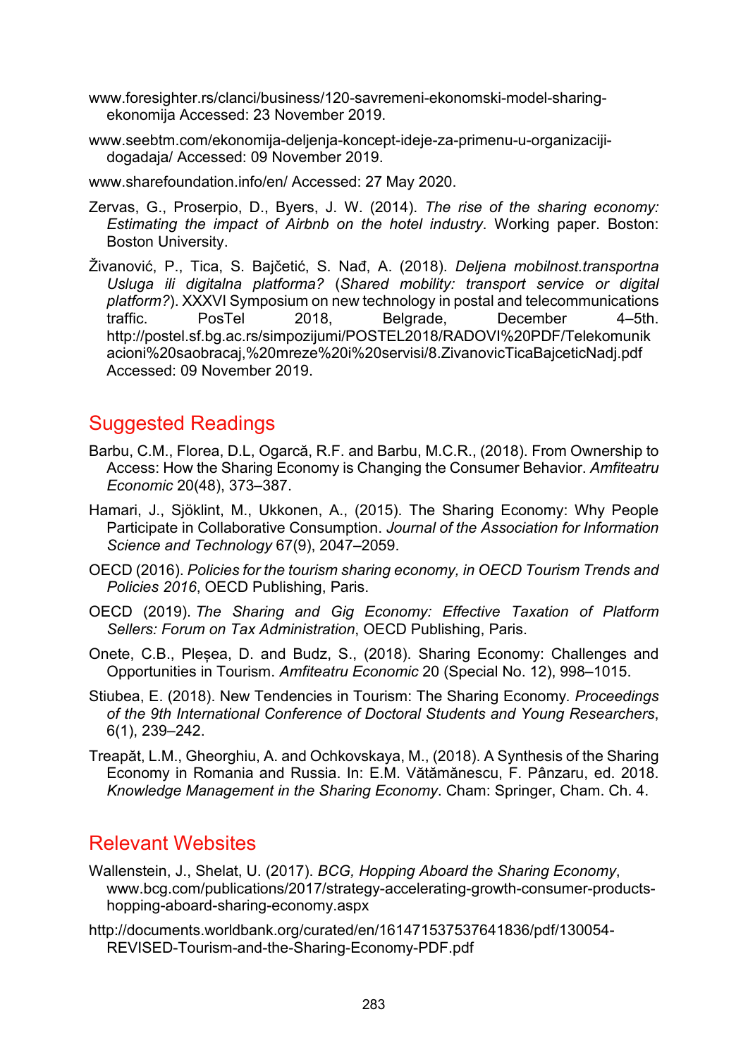www.foresighter.rs/clanci/business/120-savremeni-ekonomski-model-sharing-ekonomija Accessed: 23 November 2019.

www.seebtm.com/ekonomija-deljenja-koncept-ideje-za-primenu-u-organizaciji-dogadaja/ Accessed: 09 November 2019.

www.sharefoundation.info/en/ Accessed: 27 May 2020.

Zervas, G., Proserpio, D., Byers, J. W. (2014). *The rise of the sharing economy: Estimating the impact of Airbnb on the hotel industry*. Working paper. Boston: Boston University.

Živanović, P., Tica, S. Bajčetić, S. Nađ, A. (2018). *Deljena mobilnost.transportna Usluga ili digitalna platforma?* (*Shared mobility: transport service or digital platform?*). XXXVI Symposium on new technology in postal and telecommunications traffic. PosTel 2018, Belgrade, December 4–5th. http://postel.sf.bg.ac.rs/simpozijumi/POSTEL2018/RADOVI%20PDF/Telekomunikacioni%20saobracaj,%20mreze%20i%20servisi/8.ZivanovicTicaBajceticNadj.pdf Accessed: 09 November 2019.

## Suggested Readings

Barbu, C.M., Florea, D.L, Ogarcă, R.F. and Barbu, M.C.R., (2018). From Ownership to Access: How the Sharing Economy is Changing the Consumer Behavior. *Amfiteatru Economic* 20(48), 373–387.

Hamari, J., Sjöklint, M., Ukkonen, A., (2015). The Sharing Economy: Why People Participate in Collaborative Consumption. *Journal of the Association for Information Science and Technology* 67(9), 2047–2059.

OECD (2016). *Policies for the tourism sharing economy, in OECD Tourism Trends and Policies 2016*, OECD Publishing, Paris.

OECD (2019). *The Sharing and Gig Economy: Effective Taxation of Platform Sellers: Forum on Tax Administration*, OECD Publishing, Paris.

Onete, C.B., Pleșea, D. and Budz, S., (2018). Sharing Economy: Challenges and Opportunities in Tourism. *Amfiteatru Economic* 20 (Special No. 12), 998–1015.

Stiubea, E. (2018). New Tendencies in Tourism: The Sharing Economy. *Proceedings of the 9th International Conference of Doctoral Students and Young Researchers*, 6(1), 239–242.

Treapăt, L.M., Gheorghiu, A. and Ochkovskaya, M., (2018). A Synthesis of the Sharing Economy in Romania and Russia. In: E.M. Vătămănescu, F. Pânzaru, ed. 2018. *Knowledge Management in the Sharing Economy*. Cham: Springer, Cham. Ch. 4.

## Relevant Websites

Wallenstein, J., Shelat, U. (2017). *BCG, Hopping Aboard the Sharing Economy*, www.bcg.com/publications/2017/strategy-accelerating-growth-consumer-products-hopping-aboard-sharing-economy.aspx

http://documents.worldbank.org/curated/en/161471537537641836/pdf/130054-REVISED-Tourism-and-the-Sharing-Economy-PDF.pdf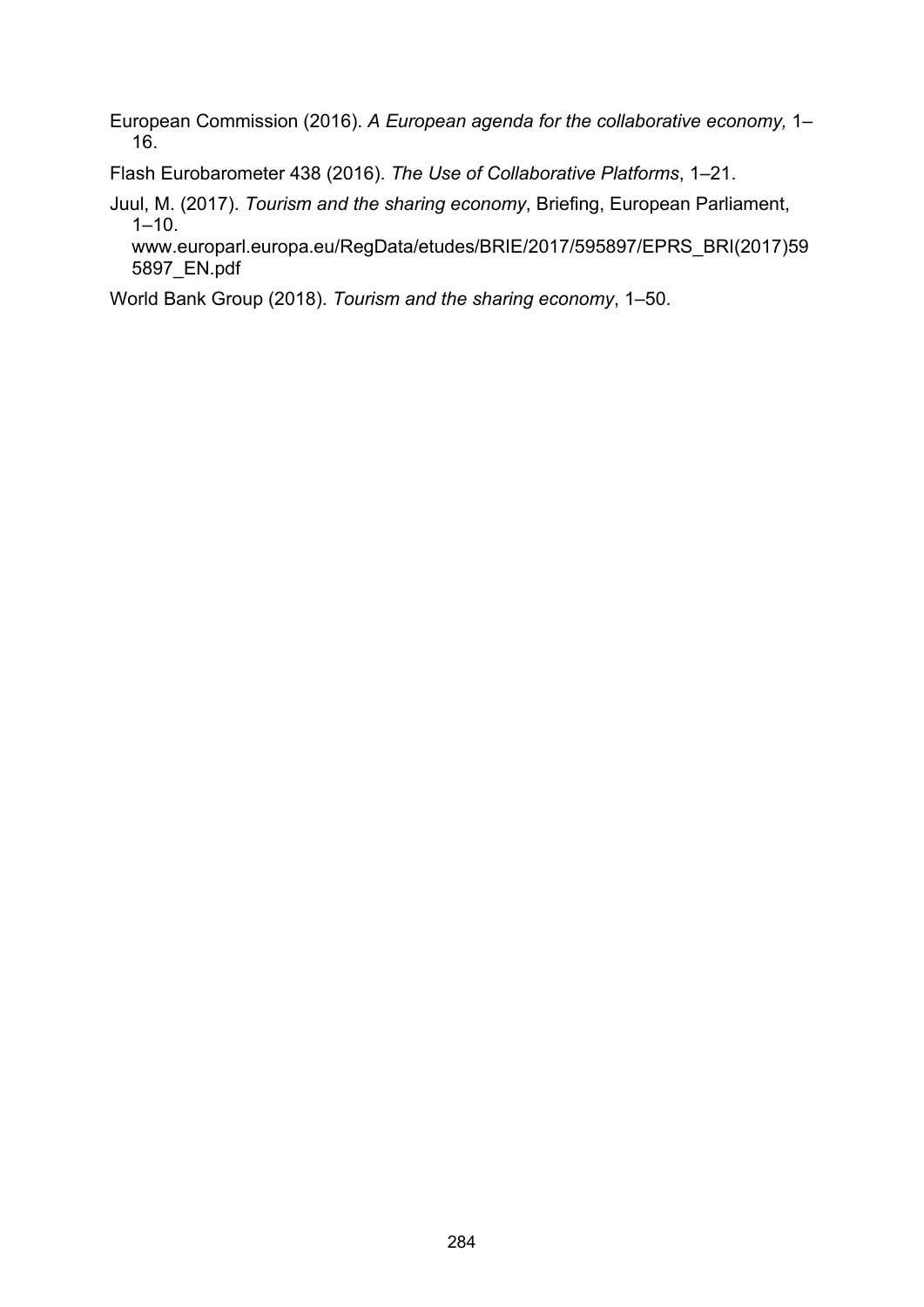European Commission (2016). *A European agenda for the collaborative economy,* 1–16.

Flash Eurobarometer 438 (2016). *The Use of Collaborative Platforms*, 1–21.

Juul, M. (2017). *Tourism and the sharing economy*, Briefing, European Parliament, 1–10. www.europarl.europa.eu/RegData/etudes/BRIE/2017/595897/EPRS_BRI(2017)595897_EN.pdf

World Bank Group (2018). *Tourism and the sharing economy*, 1–50.